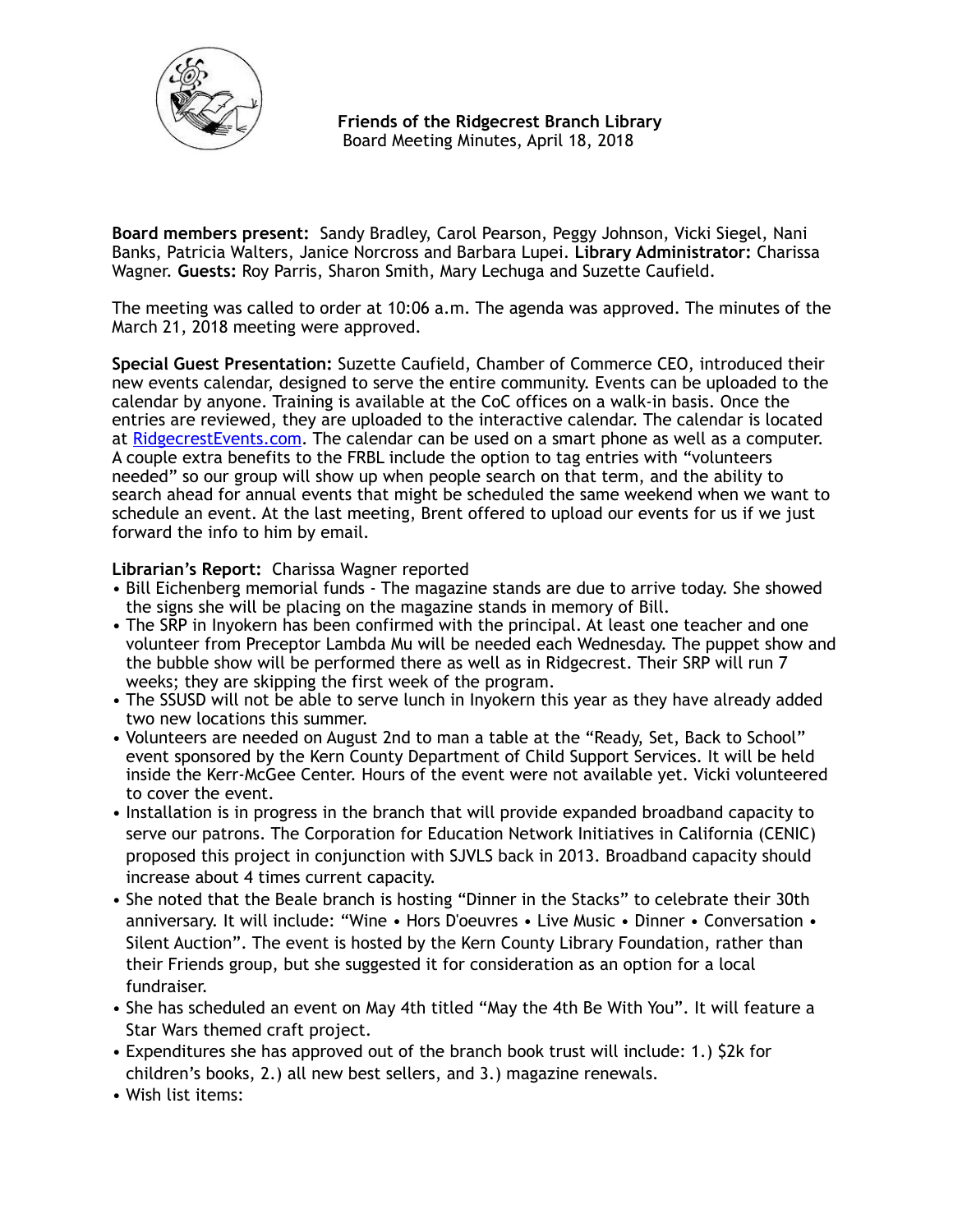**Friends of the Ridgecrest Branch Library**
Board Meeting Minutes, April 18, 2018

**Board members present:** Sandy Bradley, Carol Pearson, Peggy Johnson, Vicki Siegel, Nani Banks, Patricia Walters, Janice Norcross and Barbara Lupei. **Library Administrator:** Charissa Wagner. **Guests:** Roy Parris, Sharon Smith, Mary Lechuga and Suzette Caufield.

The meeting was called to order at 10:06 a.m. The agenda was approved. The minutes of the March 21, 2018 meeting were approved.

**Special Guest Presentation:** Suzette Caufield, Chamber of Commerce CEO, introduced their new events calendar, designed to serve the entire community. Events can be uploaded to the calendar by anyone. Training is available at the CoC offices on a walk-in basis. Once the entries are reviewed, they are uploaded to the interactive calendar. The calendar is located at RidgecrestEvents.com. The calendar can be used on a smart phone as well as a computer. A couple extra benefits to the FRBL include the option to tag entries with "volunteers needed" so our group will show up when people search on that term, and the ability to search ahead for annual events that might be scheduled the same weekend when we want to schedule an event. At the last meeting, Brent offered to upload our events for us if we just forward the info to him by email.

**Librarian's Report:** Charissa Wagner reported

- Bill Eichenberg memorial funds - The magazine stands are due to arrive today. She showed the signs she will be placing on the magazine stands in memory of Bill.
- The SRP in Inyokern has been confirmed with the principal. At least one teacher and one volunteer from Preceptor Lambda Mu will be needed each Wednesday. The puppet show and the bubble show will be performed there as well as in Ridgecrest. Their SRP will run 7 weeks; they are skipping the first week of the program.
- The SSUSD will not be able to serve lunch in Inyokern this year as they have already added two new locations this summer.
- Volunteers are needed on August 2nd to man a table at the "Ready, Set, Back to School" event sponsored by the Kern County Department of Child Support Services. It will be held inside the Kerr-McGee Center. Hours of the event were not available yet. Vicki volunteered to cover the event.
- Installation is in progress in the branch that will provide expanded broadband capacity to serve our patrons. The Corporation for Education Network Initiatives in California (CENIC) proposed this project in conjunction with SJVLS back in 2013. Broadband capacity should increase about 4 times current capacity.
- She noted that the Beale branch is hosting "Dinner in the Stacks" to celebrate their 30th anniversary. It will include: "Wine • Hors D'oeuvres • Live Music • Dinner • Conversation • Silent Auction". The event is hosted by the Kern County Library Foundation, rather than their Friends group, but she suggested it for consideration as an option for a local fundraiser.
- She has scheduled an event on May 4th titled "May the 4th Be With You". It will feature a Star Wars themed craft project.
- Expenditures she has approved out of the branch book trust will include: 1.) $2k for children's books, 2.) all new best sellers, and 3.) magazine renewals.
- Wish list items: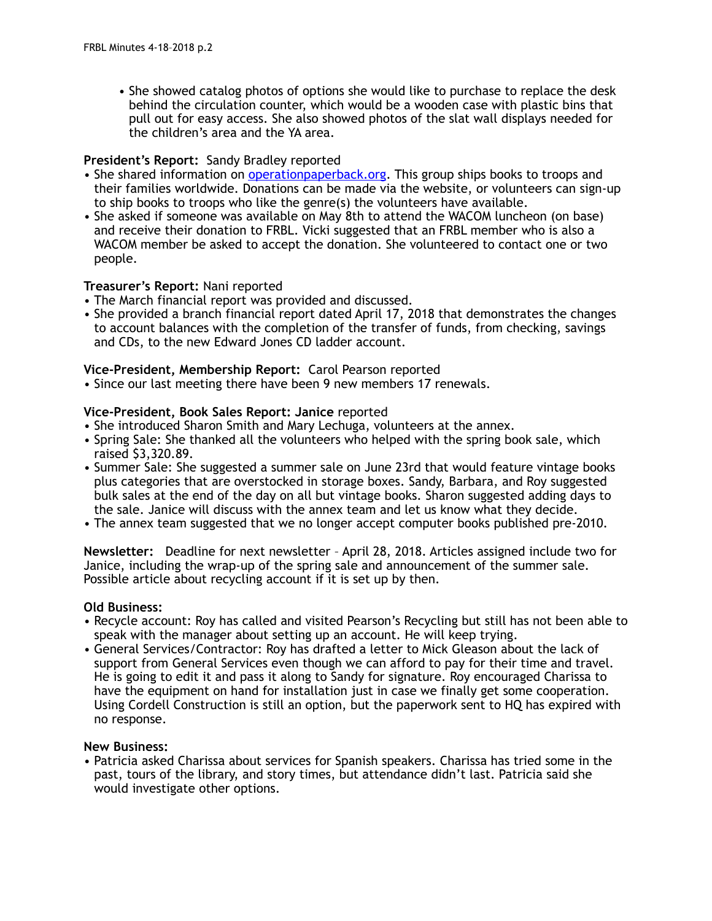- She showed catalog photos of options she would like to purchase to replace the desk behind the circulation counter, which would be a wooden case with plastic bins that pull out for easy access. She also showed photos of the slat wall displays needed for the children's area and the YA area.

**President's Report:** Sandy Bradley reported

- She shared information on [operationpaperback.org](operationpaperback.org). This group ships books to troops and their families worldwide. Donations can be made via the website, or volunteers can sign-up to ship books to troops who like the genre(s) the volunteers have available.
- She asked if someone was available on May 8th to attend the WACOM luncheon (on base) and receive their donation to FRBL. Vicki suggested that an FRBL member who is also a WACOM member be asked to accept the donation. She volunteered to contact one or two people.

**Treasurer's Report:** Nani reported

- The March financial report was provided and discussed.
- She provided a branch financial report dated April 17, 2018 that demonstrates the changes to account balances with the completion of the transfer of funds, from checking, savings and CDs, to the new Edward Jones CD ladder account.

**Vice-President, Membership Report:** Carol Pearson reported

- Since our last meeting there have been 9 new members 17 renewals.

**Vice-President, Book Sales Report: Janice** reported

- She introduced Sharon Smith and Mary Lechuga, volunteers at the annex.
- Spring Sale: She thanked all the volunteers who helped with the spring book sale, which raised $3,320.89.
- Summer Sale: She suggested a summer sale on June 23rd that would feature vintage books plus categories that are overstocked in storage boxes. Sandy, Barbara, and Roy suggested bulk sales at the end of the day on all but vintage books. Sharon suggested adding days to the sale. Janice will discuss with the annex team and let us know what they decide.
- The annex team suggested that we no longer accept computer books published pre-2010.

**Newsletter:** Deadline for next newsletter – April 28, 2018. Articles assigned include two for Janice, including the wrap-up of the spring sale and announcement of the summer sale. Possible article about recycling account if it is set up by then.

**Old Business:**

- Recycle account: Roy has called and visited Pearson's Recycling but still has not been able to speak with the manager about setting up an account. He will keep trying.
- General Services/Contractor: Roy has drafted a letter to Mick Gleason about the lack of support from General Services even though we can afford to pay for their time and travel. He is going to edit it and pass it along to Sandy for signature. Roy encouraged Charissa to have the equipment on hand for installation just in case we finally get some cooperation. Using Cordell Construction is still an option, but the paperwork sent to HQ has expired with no response.

**New Business:**

- Patricia asked Charissa about services for Spanish speakers. Charissa has tried some in the past, tours of the library, and story times, but attendance didn't last. Patricia said she would investigate other options.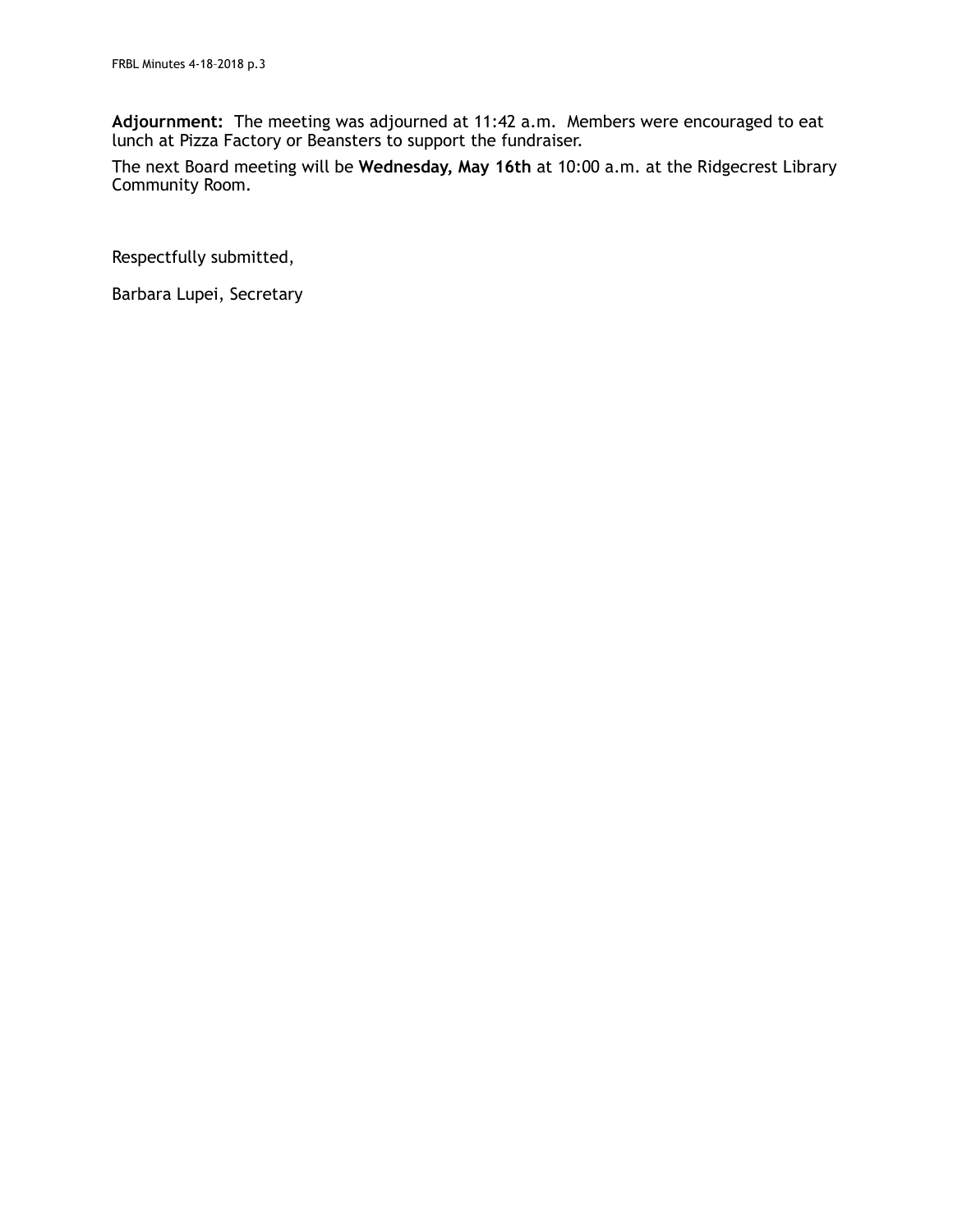**Adjournment:** The meeting was adjourned at 11:42 a.m. Members were encouraged to eat lunch at Pizza Factory or Beansters to support the fundraiser.

The next Board meeting will be **Wednesday, May 16th** at 10:00 a.m. at the Ridgecrest Library Community Room.

Respectfully submitted,

Barbara Lupei, Secretary